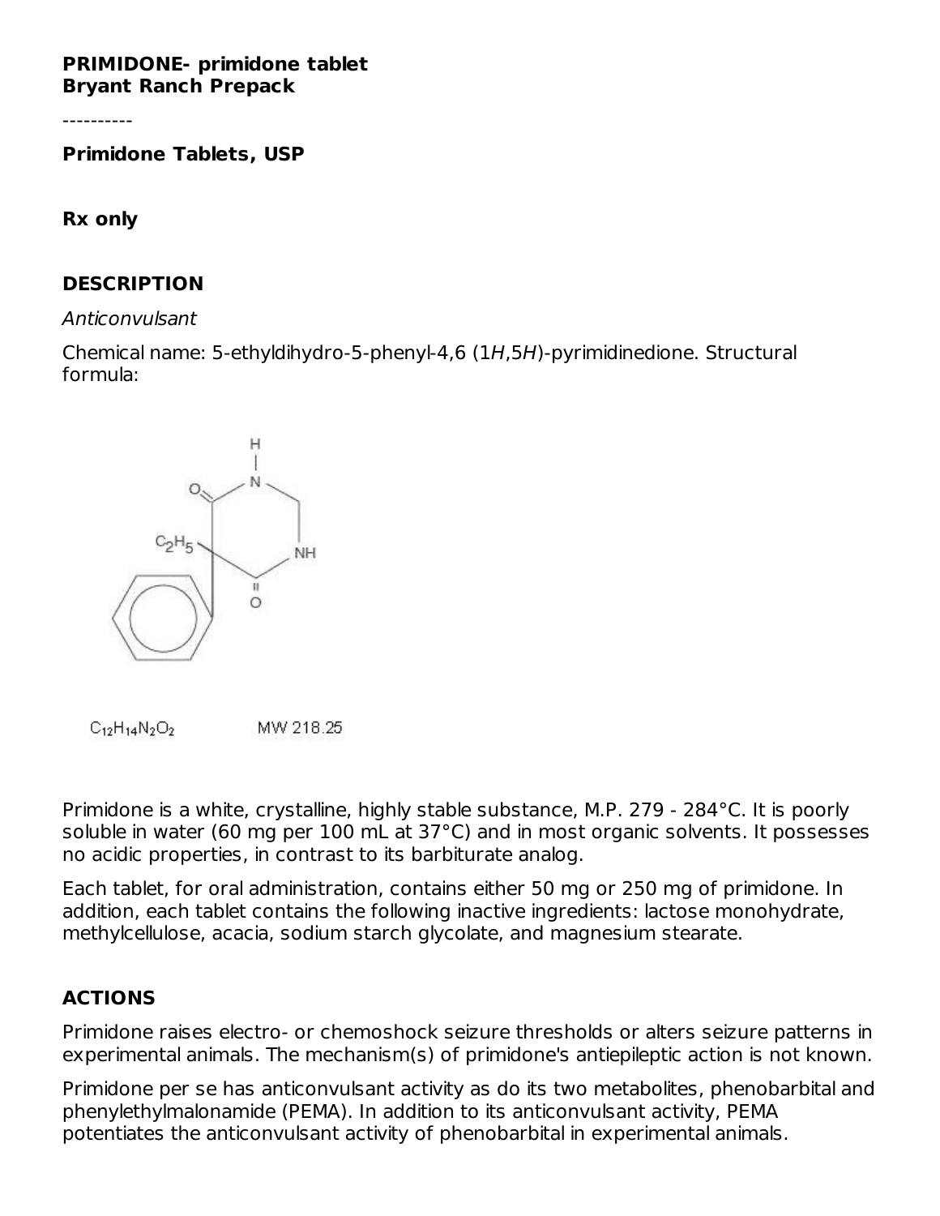**PRIMIDONE- primidone tablet**
**Bryant Ranch Prepack**

----------

**Primidone Tablets, USP**

**Rx only**

## DESCRIPTION

*Anticonvulsant*

Chemical name: 5-ethyldihydro-5-phenyl-4,6 (1*H*,5*H*)-pyrimidinedione. Structural formula:

$C_{12}H_{14}N_2O_2$ MW 218.25

Primidone is a white, crystalline, highly stable substance, M.P. 279 - 284°C. It is poorly soluble in water (60 mg per 100 mL at 37°C) and in most organic solvents. It possesses no acidic properties, in contrast to its barbiturate analog.

Each tablet, for oral administration, contains either 50 mg or 250 mg of primidone. In addition, each tablet contains the following inactive ingredients: lactose monohydrate, methylcellulose, acacia, sodium starch glycolate, and magnesium stearate.

## ACTIONS

Primidone raises electro- or chemoshock seizure thresholds or alters seizure patterns in experimental animals. The mechanism(s) of primidone's antiepileptic action is not known.

Primidone per se has anticonvulsant activity as do its two metabolites, phenobarbital and phenylethylmalonamide (PEMA). In addition to its anticonvulsant activity, PEMA potentiates the anticonvulsant activity of phenobarbital in experimental animals.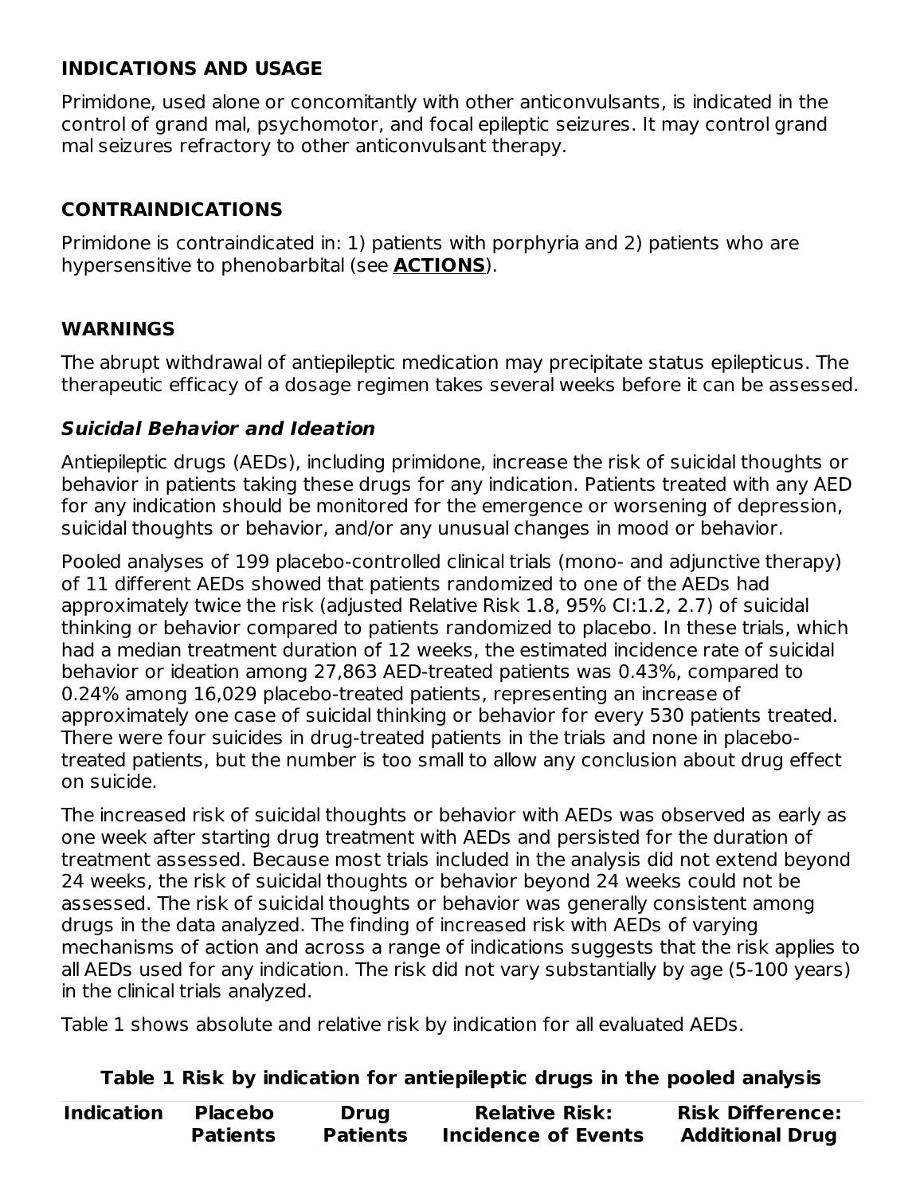## INDICATIONS AND USAGE

Primidone, used alone or concomitantly with other anticonvulsants, is indicated in the control of grand mal, psychomotor, and focal epileptic seizures. It may control grand mal seizures refractory to other anticonvulsant therapy.

## CONTRAINDICATIONS

Primidone is contraindicated in: 1) patients with porphyria and 2) patients who are hypersensitive to phenobarbital (see **ACTIONS**).

## WARNINGS

The abrupt withdrawal of antiepileptic medication may precipitate status epilepticus. The therapeutic efficacy of a dosage regimen takes several weeks before it can be assessed.

### *Suicidal Behavior and Ideation*

Antiepileptic drugs (AEDs), including primidone, increase the risk of suicidal thoughts or behavior in patients taking these drugs for any indication. Patients treated with any AED for any indication should be monitored for the emergence or worsening of depression, suicidal thoughts or behavior, and/or any unusual changes in mood or behavior.

Pooled analyses of 199 placebo-controlled clinical trials (mono- and adjunctive therapy) of 11 different AEDs showed that patients randomized to one of the AEDs had approximately twice the risk (adjusted Relative Risk 1.8, 95% CI:1.2, 2.7) of suicidal thinking or behavior compared to patients randomized to placebo. In these trials, which had a median treatment duration of 12 weeks, the estimated incidence rate of suicidal behavior or ideation among 27,863 AED-treated patients was 0.43%, compared to 0.24% among 16,029 placebo-treated patients, representing an increase of approximately one case of suicidal thinking or behavior for every 530 patients treated. There were four suicides in drug-treated patients in the trials and none in placebo-treated patients, but the number is too small to allow any conclusion about drug effect on suicide.

The increased risk of suicidal thoughts or behavior with AEDs was observed as early as one week after starting drug treatment with AEDs and persisted for the duration of treatment assessed. Because most trials included in the analysis did not extend beyond 24 weeks, the risk of suicidal thoughts or behavior beyond 24 weeks could not be assessed. The risk of suicidal thoughts or behavior was generally consistent among drugs in the data analyzed. The finding of increased risk with AEDs of varying mechanisms of action and across a range of indications suggests that the risk applies to all AEDs used for any indication. The risk did not vary substantially by age (5-100 years) in the clinical trials analyzed.

Table 1 shows absolute and relative risk by indication for all evaluated AEDs.

**Table 1 Risk by indication for antiepileptic drugs in the pooled analysis**

| Indication | Placebo Patients | Drug Patients | Relative Risk: Incidence of Events | Risk Difference: Additional Drug |
|---|---|---|---|---|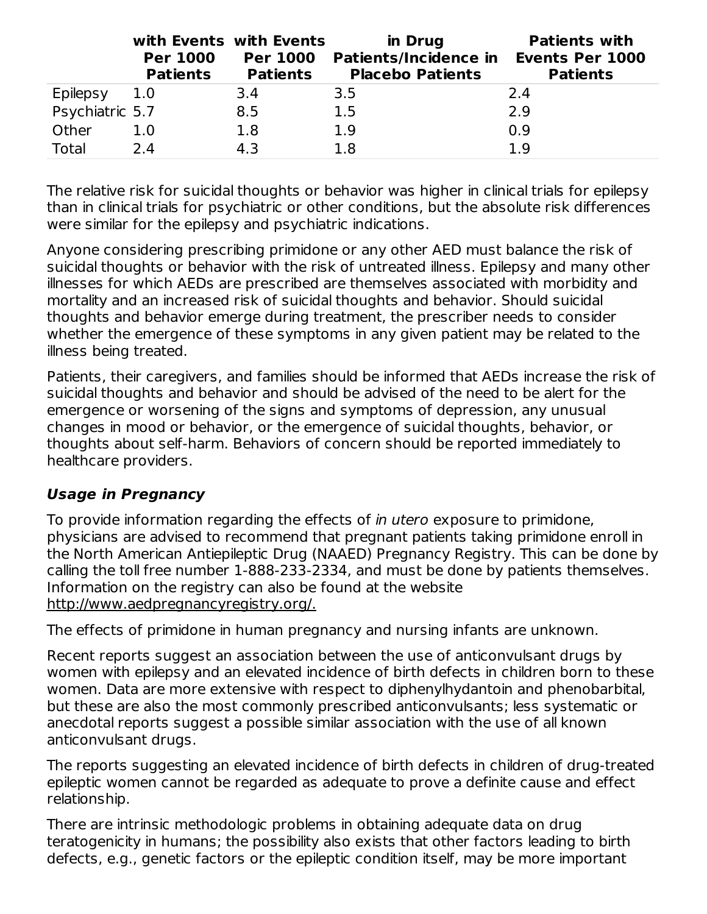| | with Events Per 1000 Patients | with Events Per 1000 Patients | in Drug Patients/Incidence in Placebo Patients | Patients with Events Per 1000 Patients |
|---|---|---|---|---|
| Epilepsy | 1.0 | 3.4 | 3.5 | 2.4 |
| Psychiatric | 5.7 | 8.5 | 1.5 | 2.9 |
| Other | 1.0 | 1.8 | 1.9 | 0.9 |
| Total | 2.4 | 4.3 | 1.8 | 1.9 |

The relative risk for suicidal thoughts or behavior was higher in clinical trials for epilepsy than in clinical trials for psychiatric or other conditions, but the absolute risk differences were similar for the epilepsy and psychiatric indications.

Anyone considering prescribing primidone or any other AED must balance the risk of suicidal thoughts or behavior with the risk of untreated illness. Epilepsy and many other illnesses for which AEDs are prescribed are themselves associated with morbidity and mortality and an increased risk of suicidal thoughts and behavior. Should suicidal thoughts and behavior emerge during treatment, the prescriber needs to consider whether the emergence of these symptoms in any given patient may be related to the illness being treated.

Patients, their caregivers, and families should be informed that AEDs increase the risk of suicidal thoughts and behavior and should be advised of the need to be alert for the emergence or worsening of the signs and symptoms of depression, any unusual changes in mood or behavior, or the emergence of suicidal thoughts, behavior, or thoughts about self-harm. Behaviors of concern should be reported immediately to healthcare providers.

### ***Usage in Pregnancy***

To provide information regarding the effects of *in utero* exposure to primidone, physicians are advised to recommend that pregnant patients taking primidone enroll in the North American Antiepileptic Drug (NAAED) Pregnancy Registry. This can be done by calling the toll free number 1-888-233-2334, and must be done by patients themselves. Information on the registry can also be found at the website http://www.aedpregnancyregistry.org/.

The effects of primidone in human pregnancy and nursing infants are unknown.

Recent reports suggest an association between the use of anticonvulsant drugs by women with epilepsy and an elevated incidence of birth defects in children born to these women. Data are more extensive with respect to diphenylhydantoin and phenobarbital, but these are also the most commonly prescribed anticonvulsants; less systematic or anecdotal reports suggest a possible similar association with the use of all known anticonvulsant drugs.

The reports suggesting an elevated incidence of birth defects in children of drug-treated epileptic women cannot be regarded as adequate to prove a definite cause and effect relationship.

There are intrinsic methodologic problems in obtaining adequate data on drug teratogenicity in humans; the possibility also exists that other factors leading to birth defects, e.g., genetic factors or the epileptic condition itself, may be more important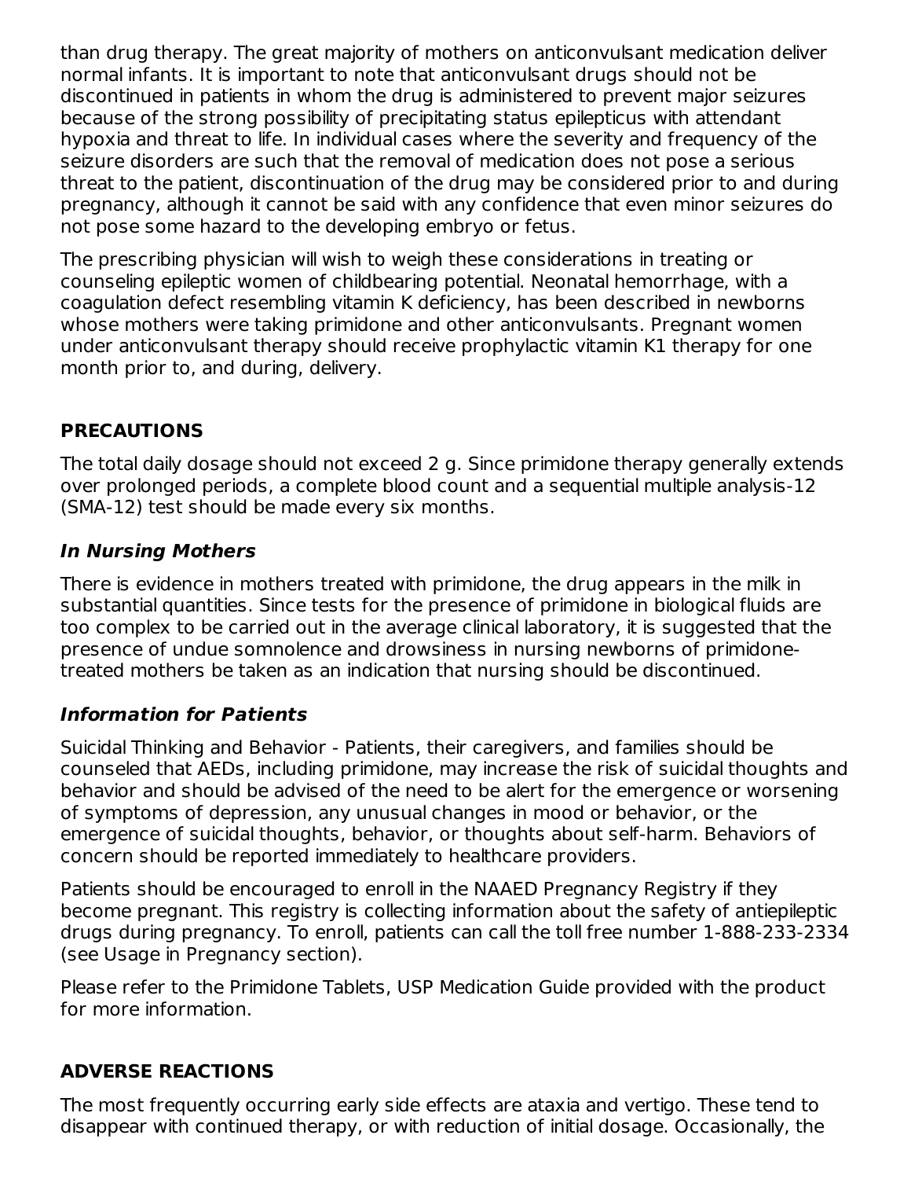than drug therapy. The great majority of mothers on anticonvulsant medication deliver normal infants. It is important to note that anticonvulsant drugs should not be discontinued in patients in whom the drug is administered to prevent major seizures because of the strong possibility of precipitating status epilepticus with attendant hypoxia and threat to life. In individual cases where the severity and frequency of the seizure disorders are such that the removal of medication does not pose a serious threat to the patient, discontinuation of the drug may be considered prior to and during pregnancy, although it cannot be said with any confidence that even minor seizures do not pose some hazard to the developing embryo or fetus.

The prescribing physician will wish to weigh these considerations in treating or counseling epileptic women of childbearing potential. Neonatal hemorrhage, with a coagulation defect resembling vitamin K deficiency, has been described in newborns whose mothers were taking primidone and other anticonvulsants. Pregnant women under anticonvulsant therapy should receive prophylactic vitamin K1 therapy for one month prior to, and during, delivery.

## PRECAUTIONS

The total daily dosage should not exceed 2 g. Since primidone therapy generally extends over prolonged periods, a complete blood count and a sequential multiple analysis-12 (SMA-12) test should be made every six months.

### *In Nursing Mothers*

There is evidence in mothers treated with primidone, the drug appears in the milk in substantial quantities. Since tests for the presence of primidone in biological fluids are too complex to be carried out in the average clinical laboratory, it is suggested that the presence of undue somnolence and drowsiness in nursing newborns of primidone-treated mothers be taken as an indication that nursing should be discontinued.

### *Information for Patients*

Suicidal Thinking and Behavior - Patients, their caregivers, and families should be counseled that AEDs, including primidone, may increase the risk of suicidal thoughts and behavior and should be advised of the need to be alert for the emergence or worsening of symptoms of depression, any unusual changes in mood or behavior, or the emergence of suicidal thoughts, behavior, or thoughts about self-harm. Behaviors of concern should be reported immediately to healthcare providers.

Patients should be encouraged to enroll in the NAAED Pregnancy Registry if they become pregnant. This registry is collecting information about the safety of antiepileptic drugs during pregnancy. To enroll, patients can call the toll free number 1-888-233-2334 (see Usage in Pregnancy section).

Please refer to the Primidone Tablets, USP Medication Guide provided with the product for more information.

## ADVERSE REACTIONS

The most frequently occurring early side effects are ataxia and vertigo. These tend to disappear with continued therapy, or with reduction of initial dosage. Occasionally, the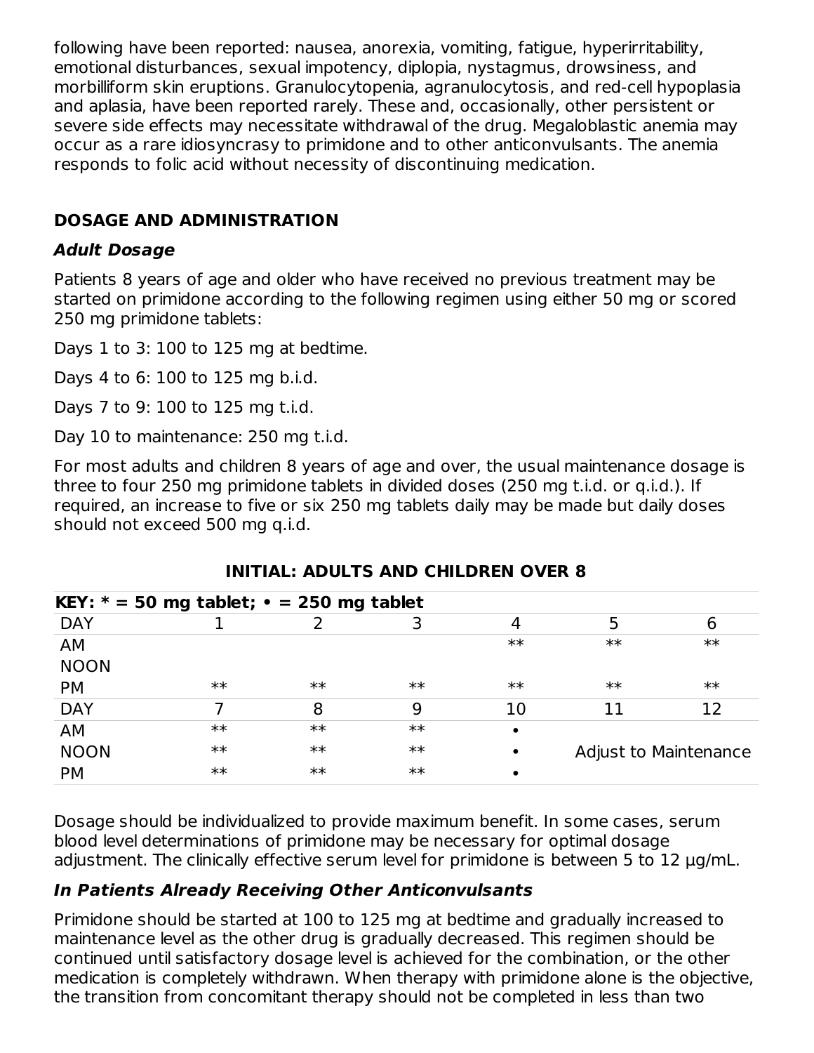following have been reported: nausea, anorexia, vomiting, fatigue, hyperirritability, emotional disturbances, sexual impotency, diplopia, nystagmus, drowsiness, and morbilliform skin eruptions. Granulocytopenia, agranulocytosis, and red-cell hypoplasia and aplasia, have been reported rarely. These and, occasionally, other persistent or severe side effects may necessitate withdrawal of the drug. Megaloblastic anemia may occur as a rare idiosyncrasy to primidone and to other anticonvulsants. The anemia responds to folic acid without necessity of discontinuing medication.

## DOSAGE AND ADMINISTRATION

### *Adult Dosage*

Patients 8 years of age and older who have received no previous treatment may be started on primidone according to the following regimen using either 50 mg or scored 250 mg primidone tablets:

Days 1 to 3: 100 to 125 mg at bedtime.

Days 4 to 6: 100 to 125 mg b.i.d.

Days 7 to 9: 100 to 125 mg t.i.d.

Day 10 to maintenance: 250 mg t.i.d.

For most adults and children 8 years of age and over, the usual maintenance dosage is three to four 250 mg primidone tablets in divided doses (250 mg t.i.d. or q.i.d.). If required, an increase to five or six 250 mg tablets daily may be made but daily doses should not exceed 500 mg q.i.d.

**INITIAL: ADULTS AND CHILDREN OVER 8**

| **KEY: * = 50 mg tablet; • = 250 mg tablet** | | | | | | |
|---|---|---|---|---|---|---|
| DAY | 1 | 2 | 3 | 4 | 5 | 6 |
| AM | | | | ** | ** | ** |
| NOON | | | | | | |
| PM | ** | ** | ** | ** | ** | ** |
| DAY | 7 | 8 | 9 | 10 | 11 | 12 |
| AM | ** | ** | ** | • | | |
| NOON | ** | ** | ** | • | Adjust to Maintenance | |
| PM | ** | ** | ** | • | | |

Dosage should be individualized to provide maximum benefit. In some cases, serum blood level determinations of primidone may be necessary for optimal dosage adjustment. The clinically effective serum level for primidone is between 5 to 12 µg/mL.

### *In Patients Already Receiving Other Anticonvulsants*

Primidone should be started at 100 to 125 mg at bedtime and gradually increased to maintenance level as the other drug is gradually decreased. This regimen should be continued until satisfactory dosage level is achieved for the combination, or the other medication is completely withdrawn. When therapy with primidone alone is the objective, the transition from concomitant therapy should not be completed in less than two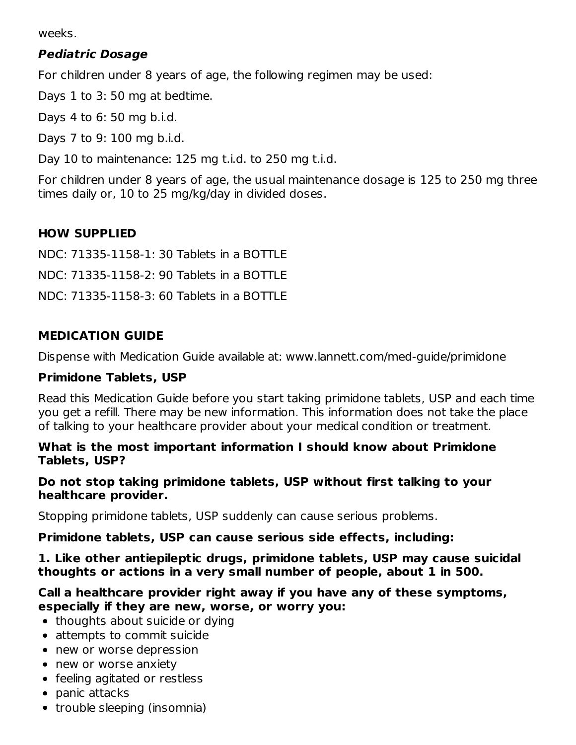weeks.

### *Pediatric Dosage*

For children under 8 years of age, the following regimen may be used:

Days 1 to 3: 50 mg at bedtime.

Days 4 to 6: 50 mg b.i.d.

Days 7 to 9: 100 mg b.i.d.

Day 10 to maintenance: 125 mg t.i.d. to 250 mg t.i.d.

For children under 8 years of age, the usual maintenance dosage is 125 to 250 mg three times daily or, 10 to 25 mg/kg/day in divided doses.

## HOW SUPPLIED

NDC: 71335-1158-1: 30 Tablets in a BOTTLE

NDC: 71335-1158-2: 90 Tablets in a BOTTLE

NDC: 71335-1158-3: 60 Tablets in a BOTTLE

## MEDICATION GUIDE

Dispense with Medication Guide available at: www.lannett.com/med-guide/primidone

### Primidone Tablets, USP

Read this Medication Guide before you start taking primidone tablets, USP and each time you get a refill. There may be new information. This information does not take the place of talking to your healthcare provider about your medical condition or treatment.

**What is the most important information I should know about Primidone Tablets, USP?**

**Do not stop taking primidone tablets, USP without first talking to your healthcare provider.**

Stopping primidone tablets, USP suddenly can cause serious problems.

**Primidone tablets, USP can cause serious side effects, including:**

**1. Like other antiepileptic drugs, primidone tablets, USP may cause suicidal thoughts or actions in a very small number of people, about 1 in 500.**

**Call a healthcare provider right away if you have any of these symptoms, especially if they are new, worse, or worry you:**

- thoughts about suicide or dying
- attempts to commit suicide
- new or worse depression
- new or worse anxiety
- feeling agitated or restless
- panic attacks
- trouble sleeping (insomnia)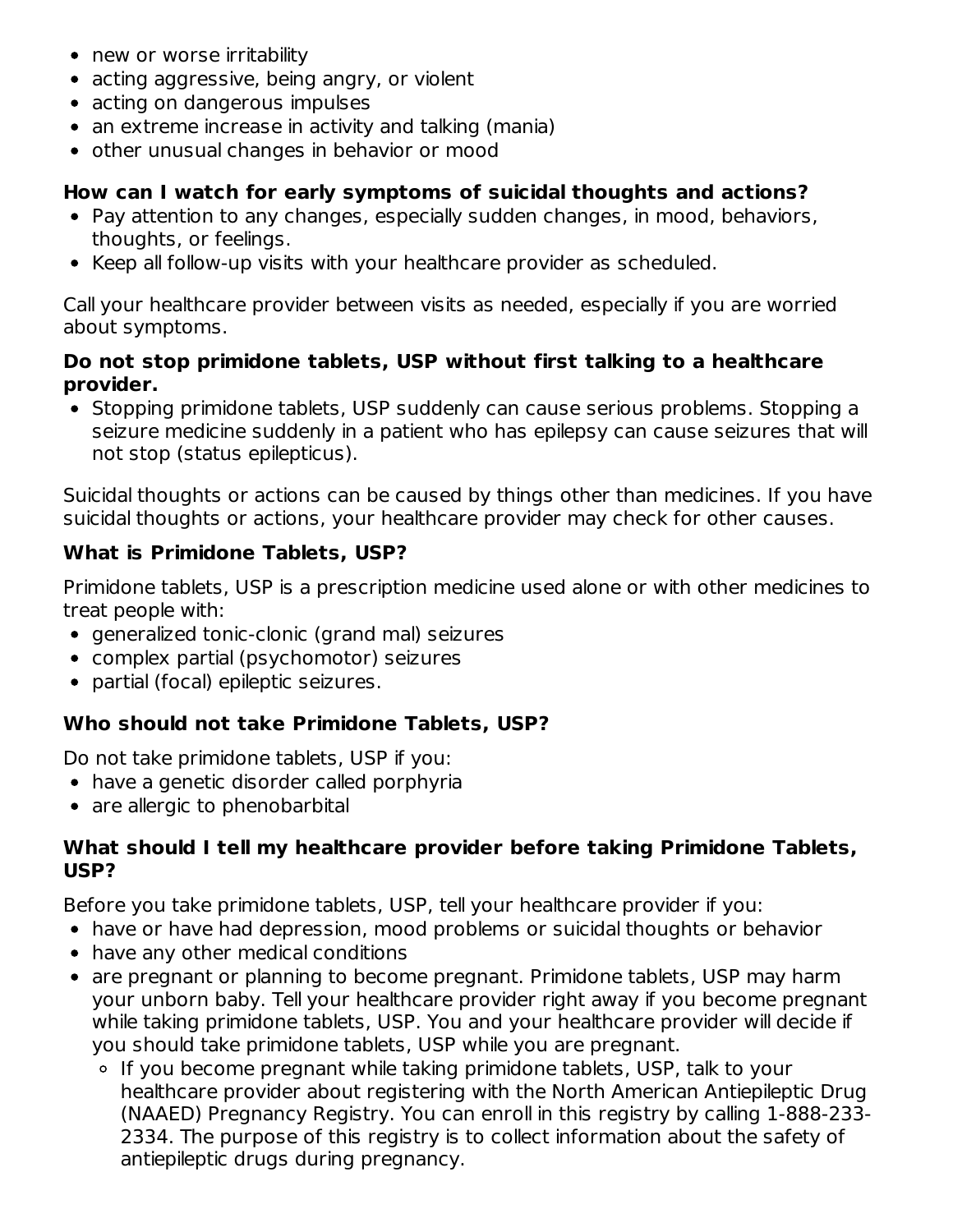- new or worse irritability
- acting aggressive, being angry, or violent
- acting on dangerous impulses
- an extreme increase in activity and talking (mania)
- other unusual changes in behavior or mood

**How can I watch for early symptoms of suicidal thoughts and actions?**

- Pay attention to any changes, especially sudden changes, in mood, behaviors, thoughts, or feelings.
- Keep all follow-up visits with your healthcare provider as scheduled.

Call your healthcare provider between visits as needed, especially if you are worried about symptoms.

**Do not stop primidone tablets, USP without first talking to a healthcare provider.**

- Stopping primidone tablets, USP suddenly can cause serious problems. Stopping a seizure medicine suddenly in a patient who has epilepsy can cause seizures that will not stop (status epilepticus).

Suicidal thoughts or actions can be caused by things other than medicines. If you have suicidal thoughts or actions, your healthcare provider may check for other causes.

**What is Primidone Tablets, USP?**

Primidone tablets, USP is a prescription medicine used alone or with other medicines to treat people with:

- generalized tonic-clonic (grand mal) seizures
- complex partial (psychomotor) seizures
- partial (focal) epileptic seizures.

**Who should not take Primidone Tablets, USP?**

Do not take primidone tablets, USP if you:

- have a genetic disorder called porphyria
- are allergic to phenobarbital

**What should I tell my healthcare provider before taking Primidone Tablets, USP?**

Before you take primidone tablets, USP, tell your healthcare provider if you:

- have or have had depression, mood problems or suicidal thoughts or behavior
- have any other medical conditions
- are pregnant or planning to become pregnant. Primidone tablets, USP may harm your unborn baby. Tell your healthcare provider right away if you become pregnant while taking primidone tablets, USP. You and your healthcare provider will decide if you should take primidone tablets, USP while you are pregnant.
    - If you become pregnant while taking primidone tablets, USP, talk to your healthcare provider about registering with the North American Antiepileptic Drug (NAAED) Pregnancy Registry. You can enroll in this registry by calling 1-888-233-2334. The purpose of this registry is to collect information about the safety of antiepileptic drugs during pregnancy.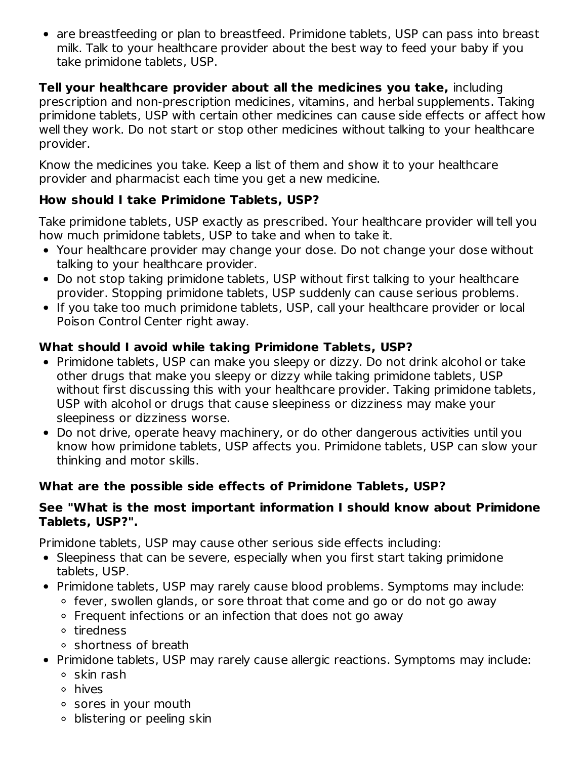- are breastfeeding or plan to breastfeed. Primidone tablets, USP can pass into breast milk. Talk to your healthcare provider about the best way to feed your baby if you take primidone tablets, USP.

**Tell your healthcare provider about all the medicines you take,** including prescription and non-prescription medicines, vitamins, and herbal supplements. Taking primidone tablets, USP with certain other medicines can cause side effects or affect how well they work. Do not start or stop other medicines without talking to your healthcare provider.

Know the medicines you take. Keep a list of them and show it to your healthcare provider and pharmacist each time you get a new medicine.

### How should I take Primidone Tablets, USP?

Take primidone tablets, USP exactly as prescribed. Your healthcare provider will tell you how much primidone tablets, USP to take and when to take it.

- Your healthcare provider may change your dose. Do not change your dose without talking to your healthcare provider.
- Do not stop taking primidone tablets, USP without first talking to your healthcare provider. Stopping primidone tablets, USP suddenly can cause serious problems.
- If you take too much primidone tablets, USP, call your healthcare provider or local Poison Control Center right away.

### What should I avoid while taking Primidone Tablets, USP?

- Primidone tablets, USP can make you sleepy or dizzy. Do not drink alcohol or take other drugs that make you sleepy or dizzy while taking primidone tablets, USP without first discussing this with your healthcare provider. Taking primidone tablets, USP with alcohol or drugs that cause sleepiness or dizziness may make your sleepiness or dizziness worse.
- Do not drive, operate heavy machinery, or do other dangerous activities until you know how primidone tablets, USP affects you. Primidone tablets, USP can slow your thinking and motor skills.

### What are the possible side effects of Primidone Tablets, USP?

**See "What is the most important information I should know about Primidone Tablets, USP?".**

Primidone tablets, USP may cause other serious side effects including:

- Sleepiness that can be severe, especially when you first start taking primidone tablets, USP.
- Primidone tablets, USP may rarely cause blood problems. Symptoms may include:
  - fever, swollen glands, or sore throat that come and go or do not go away
  - Frequent infections or an infection that does not go away
  - tiredness
  - shortness of breath
- Primidone tablets, USP may rarely cause allergic reactions. Symptoms may include:
  - skin rash
  - hives
  - sores in your mouth
  - blistering or peeling skin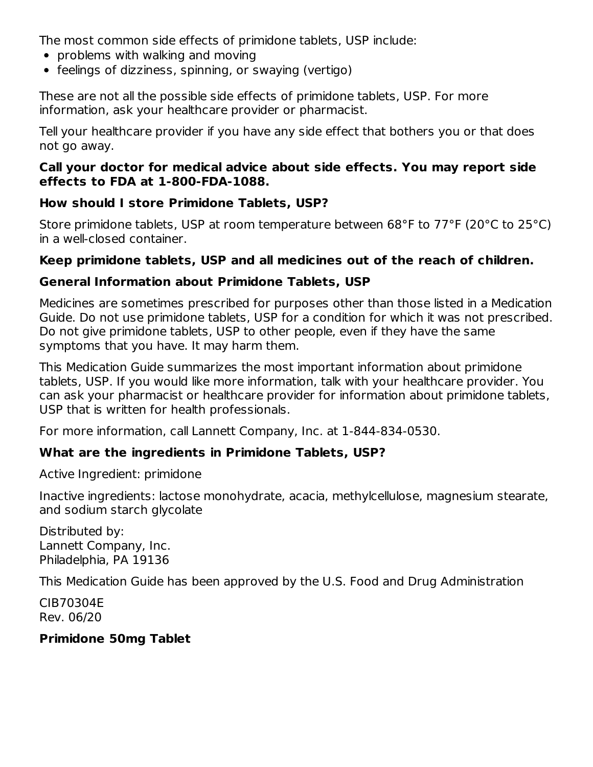The most common side effects of primidone tablets, USP include:

- problems with walking and moving
- feelings of dizziness, spinning, or swaying (vertigo)

These are not all the possible side effects of primidone tablets, USP. For more information, ask your healthcare provider or pharmacist.

Tell your healthcare provider if you have any side effect that bothers you or that does not go away.

**Call your doctor for medical advice about side effects. You may report side effects to FDA at 1-800-FDA-1088.**

**How should I store Primidone Tablets, USP?**

Store primidone tablets, USP at room temperature between 68°F to 77°F (20°C to 25°C) in a well-closed container.

**Keep primidone tablets, USP and all medicines out of the reach of children.**

**General Information about Primidone Tablets, USP**

Medicines are sometimes prescribed for purposes other than those listed in a Medication Guide. Do not use primidone tablets, USP for a condition for which it was not prescribed. Do not give primidone tablets, USP to other people, even if they have the same symptoms that you have. It may harm them.

This Medication Guide summarizes the most important information about primidone tablets, USP. If you would like more information, talk with your healthcare provider. You can ask your pharmacist or healthcare provider for information about primidone tablets, USP that is written for health professionals.

For more information, call Lannett Company, Inc. at 1-844-834-0530.

**What are the ingredients in Primidone Tablets, USP?**

Active Ingredient: primidone

Inactive ingredients: lactose monohydrate, acacia, methylcellulose, magnesium stearate, and sodium starch glycolate

Distributed by:
Lannett Company, Inc.
Philadelphia, PA 19136

This Medication Guide has been approved by the U.S. Food and Drug Administration

CIB70304E
Rev. 06/20

**Primidone 50mg Tablet**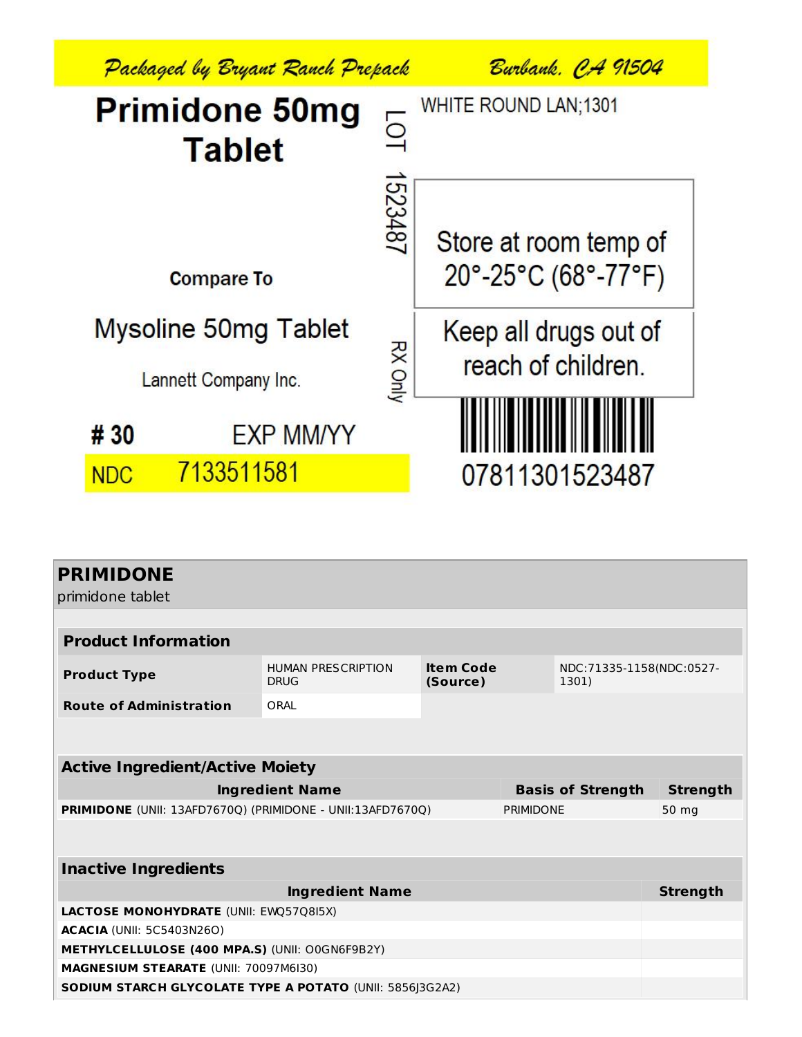Packaged by Bryant Ranch Prepack Burbank, CA 91504

**Primidone 50mg Tablet**

LOT 1523487

WHITE ROUND LAN;1301

Store at room temp of 20°-25°C (68°-77°F)

**Compare To**

Mysoline 50mg Tablet

Lannett Company Inc.

RX Only

Keep all drugs out of reach of children.

**# 30** EXP MM/YY

NDC 7133511581

07811301523487

## PRIMIDONE

primidone tablet

| **Product Information** | | | |
|---|---|---|---|
| **Product Type** | HUMAN PRESCRIPTION DRUG | **Item Code (Source)** | NDC:71335-1158(NDC:0527-1301) |
| **Route of Administration** | ORAL | | |

| **Active Ingredient/Active Moiety** | | |
|---|---|---|
| **Ingredient Name** | **Basis of Strength** | **Strength** |
| **PRIMIDONE** (UNII: 13AFD7670Q) (PRIMIDONE - UNII:13AFD7670Q) | PRIMIDONE | 50 mg |

| **Inactive Ingredients** | |
|---|---|
| **Ingredient Name** | **Strength** |
| **LACTOSE MONOHYDRATE** (UNII: EWQ57Q8I5X) | |
| **ACACIA** (UNII: 5C5403N26O) | |
| **METHYLCELLULOSE (400 MPA.S)** (UNII: O0GN6F9B2Y) | |
| **MAGNESIUM STEARATE** (UNII: 70097M6I30) | |
| **SODIUM STARCH GLYCOLATE TYPE A POTATO** (UNII: 5856J3G2A2) | |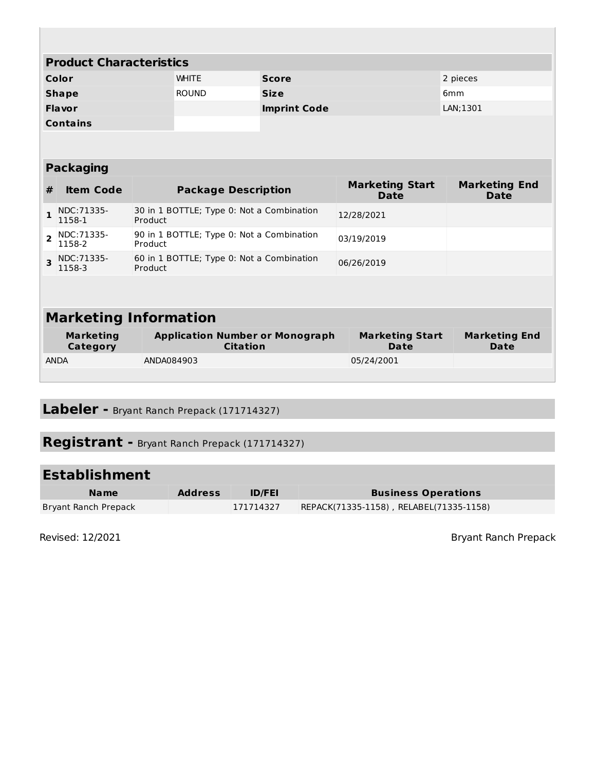## Product Characteristics

| | | | |
|---|---|---|---|
| **Color** | WHITE | **Score** | 2 pieces |
| **Shape** | ROUND | **Size** | 6mm |
| **Flavor** | | **Imprint Code** | LAN;1301 |
| **Contains** | | | |

## Packaging

| # | Item Code | Package Description | Marketing Start Date | Marketing End Date |
|---|---|---|---|---|
| 1 | NDC:71335-1158-1 | 30 in 1 BOTTLE; Type 0: Not a Combination Product | 12/28/2021 | |
| 2 | NDC:71335-1158-2 | 90 in 1 BOTTLE; Type 0: Not a Combination Product | 03/19/2019 | |
| 3 | NDC:71335-1158-3 | 60 in 1 BOTTLE; Type 0: Not a Combination Product | 06/26/2019 | |

## Marketing Information

| Marketing Category | Application Number or Monograph Citation | Marketing Start Date | Marketing End Date |
|---|---|---|---|
| ANDA | ANDA084903 | 05/24/2001 | |

## Labeler - Bryant Ranch Prepack (171714327)

## Registrant - Bryant Ranch Prepack (171714327)

## Establishment

| Name | Address | ID/FEI | Business Operations |
|---|---|---|---|
| Bryant Ranch Prepack | | 171714327 | REPACK(71335-1158) , RELABEL(71335-1158) |

Revised: 12/2021

Bryant Ranch Prepack